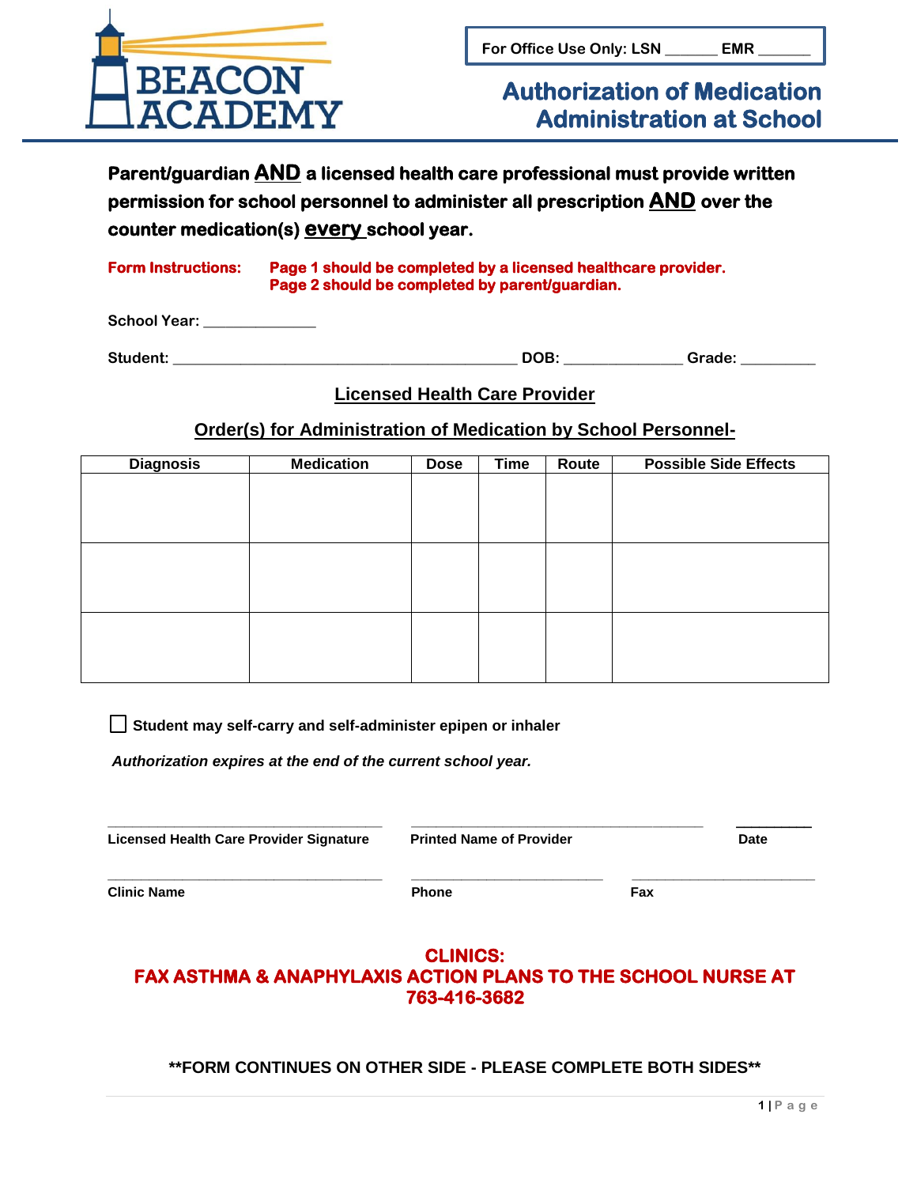BEACON ACADEMY

For Office Use Only: LSN ______ EMR ______

# Authorization of Medication Administration at School

**Parent/guardian AND a licensed health care professional must provide written permission for school personnel to administer all prescription AND over the counter medication(s) every school year.**

**Form Instructions:** **Page 1 should be completed by a licensed healthcare provider.**
**Page 2 should be completed by parent/guardian.**

**School Year:** ______________

**Student:** ____________________________________________ **DOB:** _______________ **Grade:** _________

## Licensed Health Care Provider

## Order(s) for Administration of Medication by School Personnel-

| Diagnosis | Medication | Dose | Time | Route | Possible Side Effects |
|---|---|---|---|---|---|
| | | | | | |
| | | | | | |
| | | | | | |

☐ **Student may self-carry and self-administer epipen or inhaler**

***Authorization expires at the end of the current school year.***

___________________________________ ___________________________________ _________
**Licensed Health Care Provider Signature** **Printed Name of Provider** **Date**

___________________________________ _________________________ _________________________
**Clinic Name** **Phone** **Fax**

**CLINICS:**
**FAX ASTHMA & ANAPHYLAXIS ACTION PLANS TO THE SCHOOL NURSE AT 763-416-3682**

**\*\*FORM CONTINUES ON OTHER SIDE - PLEASE COMPLETE BOTH SIDES\*\***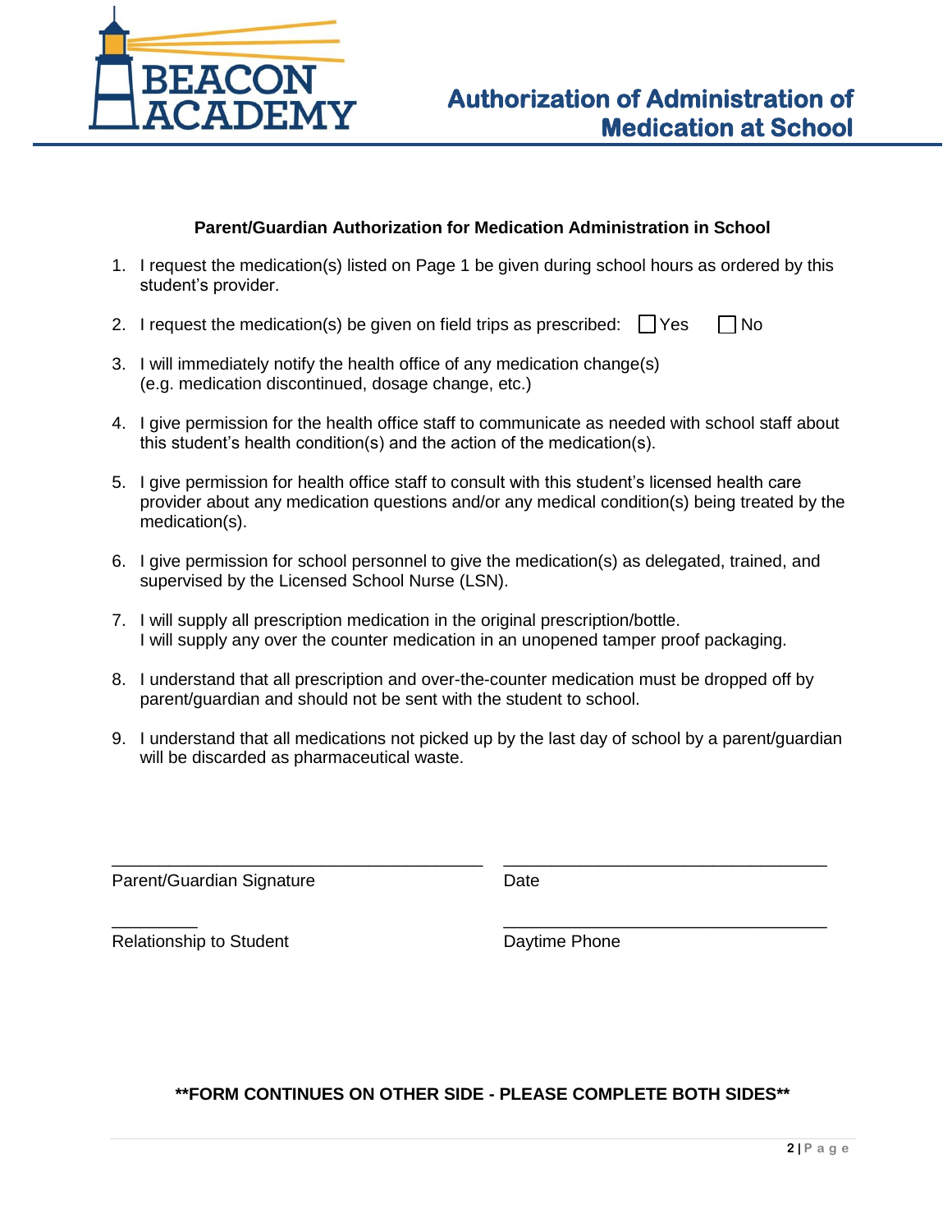# Authorization of Administration of Medication at School

### Parent/Guardian Authorization for Medication Administration in School

1. I request the medication(s) listed on Page 1 be given during school hours as ordered by this student's provider.
2. I request the medication(s) be given on field trips as prescribed: ☐ Yes ☐ No
3. I will immediately notify the health office of any medication change(s) (e.g. medication discontinued, dosage change, etc.)
4. I give permission for the health office staff to communicate as needed with school staff about this student's health condition(s) and the action of the medication(s).
5. I give permission for health office staff to consult with this student's licensed health care provider about any medication questions and/or any medical condition(s) being treated by the medication(s).
6. I give permission for school personnel to give the medication(s) as delegated, trained, and supervised by the Licensed School Nurse (LSN).
7. I will supply all prescription medication in the original prescription/bottle.
   I will supply any over the counter medication in an unopened tamper proof packaging.
8. I understand that all prescription and over-the-counter medication must be dropped off by parent/guardian and should not be sent with the student to school.
9. I understand that all medications not picked up by the last day of school by a parent/guardian will be discarded as pharmaceutical waste.

________________________________________ ________________________________

Parent/Guardian Signature Date

_________ ________________________________

Relationship to Student Daytime Phone

**\*\*FORM CONTINUES ON OTHER SIDE - PLEASE COMPLETE BOTH SIDES\*\***